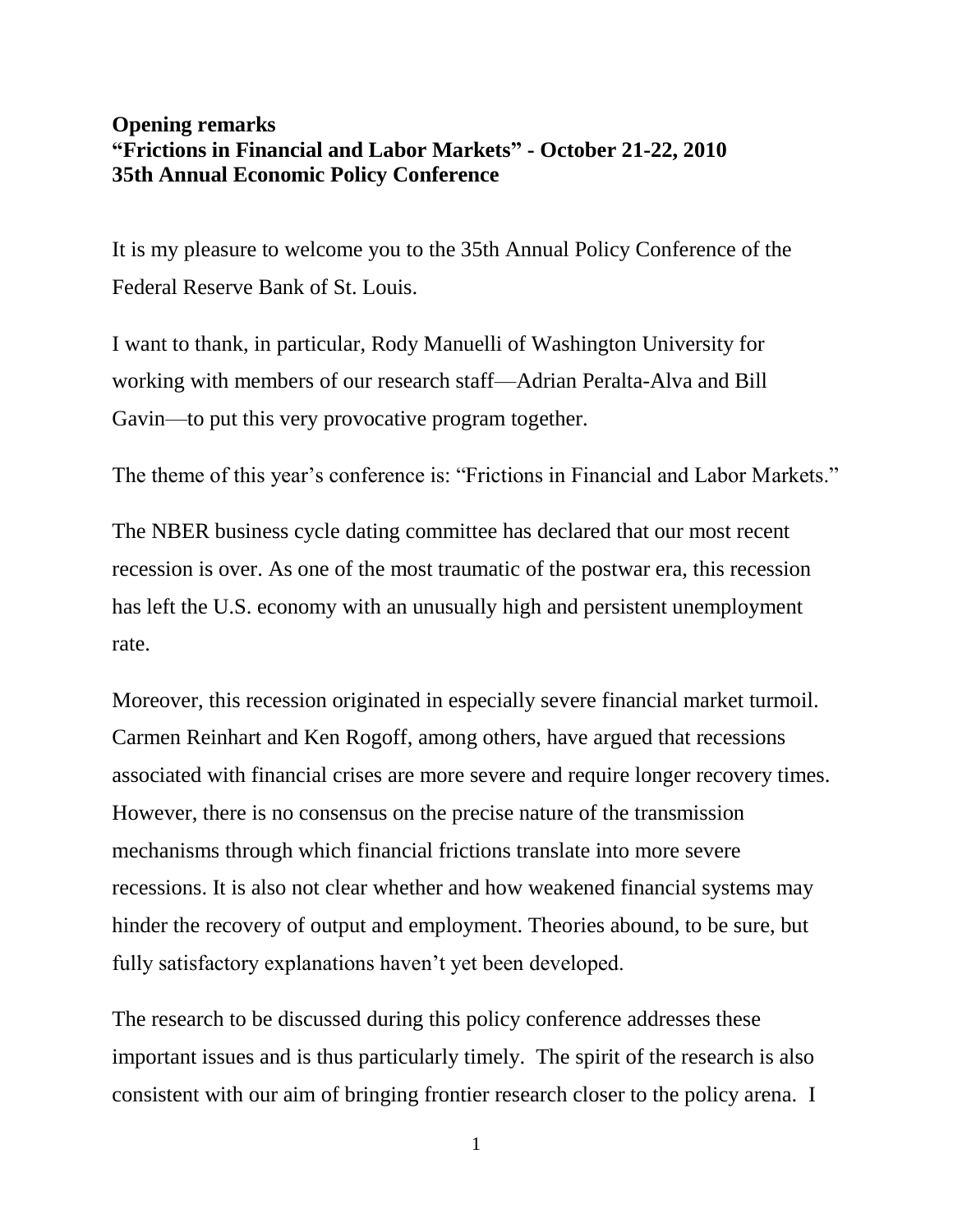**Opening remarks**
**"Frictions in Financial and Labor Markets" - October 21-22, 2010**
**35th Annual Economic Policy Conference**

It is my pleasure to welcome you to the 35th Annual Policy Conference of the Federal Reserve Bank of St. Louis.

I want to thank, in particular, Rody Manuelli of Washington University for working with members of our research staff—Adrian Peralta-Alva and Bill Gavin—to put this very provocative program together.

The theme of this year's conference is: "Frictions in Financial and Labor Markets."

The NBER business cycle dating committee has declared that our most recent recession is over. As one of the most traumatic of the postwar era, this recession has left the U.S. economy with an unusually high and persistent unemployment rate.

Moreover, this recession originated in especially severe financial market turmoil. Carmen Reinhart and Ken Rogoff, among others, have argued that recessions associated with financial crises are more severe and require longer recovery times. However, there is no consensus on the precise nature of the transmission mechanisms through which financial frictions translate into more severe recessions. It is also not clear whether and how weakened financial systems may hinder the recovery of output and employment. Theories abound, to be sure, but fully satisfactory explanations haven't yet been developed.

The research to be discussed during this policy conference addresses these important issues and is thus particularly timely. The spirit of the research is also consistent with our aim of bringing frontier research closer to the policy arena. I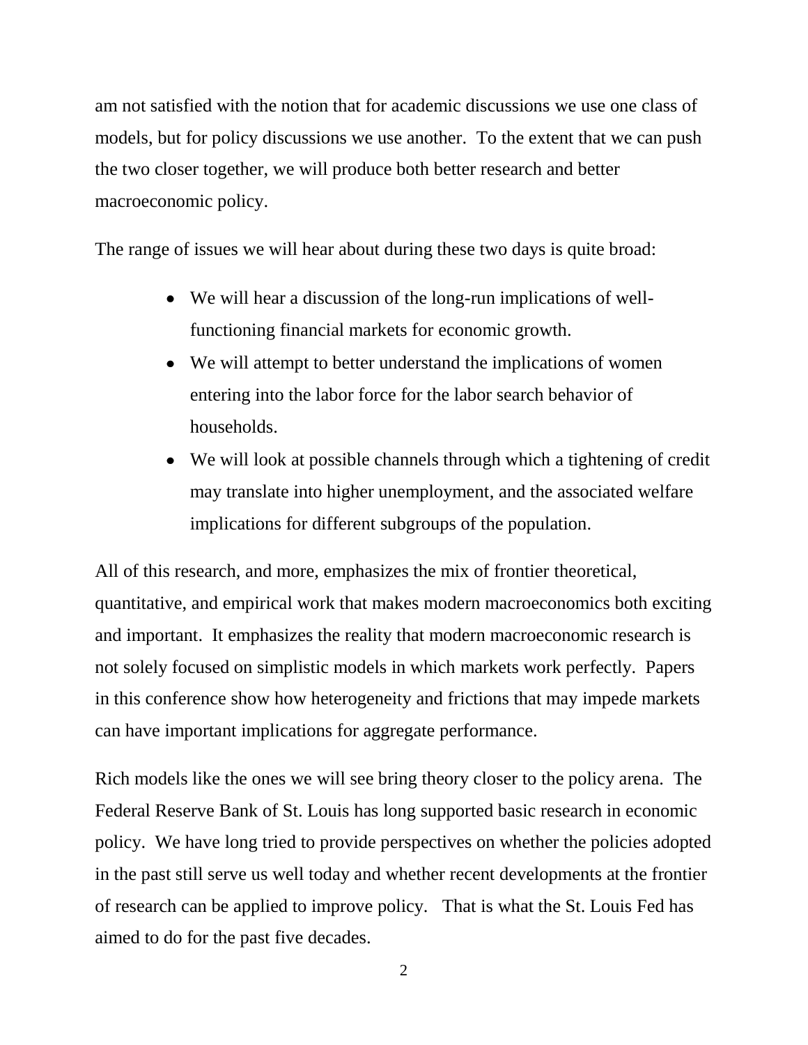am not satisfied with the notion that for academic discussions we use one class of models, but for policy discussions we use another. To the extent that we can push the two closer together, we will produce both better research and better macroeconomic policy.

The range of issues we will hear about during these two days is quite broad:

- We will hear a discussion of the long-run implications of well-functioning financial markets for economic growth.
- We will attempt to better understand the implications of women entering into the labor force for the labor search behavior of households.
- We will look at possible channels through which a tightening of credit may translate into higher unemployment, and the associated welfare implications for different subgroups of the population.

All of this research, and more, emphasizes the mix of frontier theoretical, quantitative, and empirical work that makes modern macroeconomics both exciting and important. It emphasizes the reality that modern macroeconomic research is not solely focused on simplistic models in which markets work perfectly. Papers in this conference show how heterogeneity and frictions that may impede markets can have important implications for aggregate performance.

Rich models like the ones we will see bring theory closer to the policy arena. The Federal Reserve Bank of St. Louis has long supported basic research in economic policy. We have long tried to provide perspectives on whether the policies adopted in the past still serve us well today and whether recent developments at the frontier of research can be applied to improve policy. That is what the St. Louis Fed has aimed to do for the past five decades.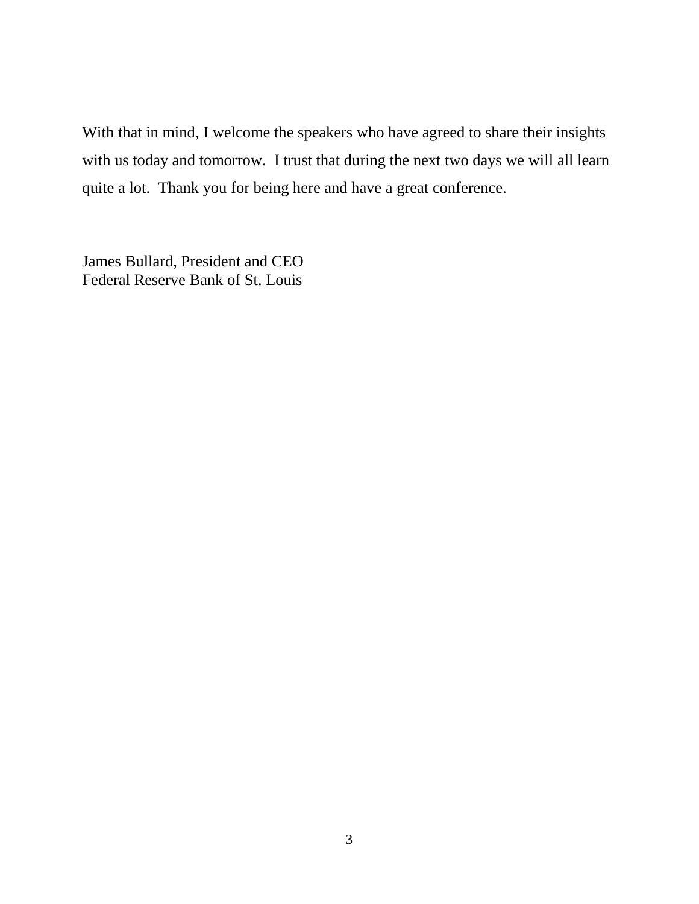With that in mind, I welcome the speakers who have agreed to share their insights with us today and tomorrow. I trust that during the next two days we will all learn quite a lot. Thank you for being here and have a great conference.

James Bullard, President and CEO
Federal Reserve Bank of St. Louis